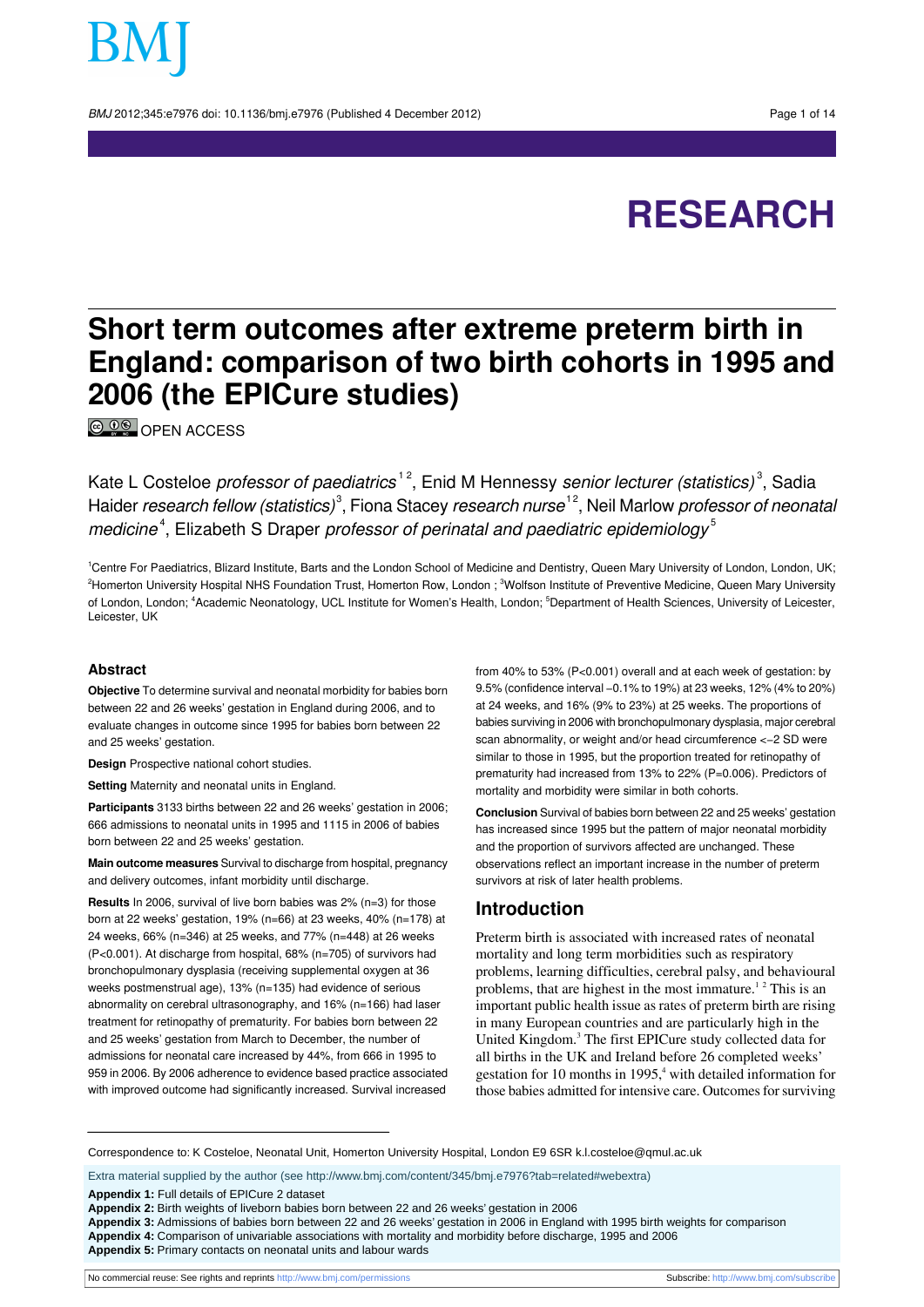# Short term outcomes after extreme preterm birth in England: comparison of two birth cohorts in 1995 and 2006 (the EPICure studies)

OPEN ACCESS

Kate L Costeloe *professor of paediatrics*[1 2], Enid M Hennessy *senior lecturer (statistics)*[3], Sadia Haider *research fellow (statistics)*[3], Fiona Stacey *research nurse*[1 2], Neil Marlow *professor of neonatal medicine*[4], Elizabeth S Draper *professor of perinatal and paediatric epidemiology*[5]

[1]Centre For Paediatrics, Blizard Institute, Barts and the London School of Medicine and Dentistry, Queen Mary University of London, London, UK; [2]Homerton University Hospital NHS Foundation Trust, Homerton Row, London ; [3]Wolfson Institute of Preventive Medicine, Queen Mary University of London, London; [4]Academic Neonatology, UCL Institute for Women's Health, London; [5]Department of Health Sciences, University of Leicester, Leicester, UK

## Abstract

**Objective** To determine survival and neonatal morbidity for babies born between 22 and 26 weeks' gestation in England during 2006, and to evaluate changes in outcome since 1995 for babies born between 22 and 25 weeks' gestation.

**Design** Prospective national cohort studies.

**Setting** Maternity and neonatal units in England.

**Participants** 3133 births between 22 and 26 weeks' gestation in 2006; 666 admissions to neonatal units in 1995 and 1115 in 2006 of babies born between 22 and 25 weeks' gestation.

**Main outcome measures** Survival to discharge from hospital, pregnancy and delivery outcomes, infant morbidity until discharge.

**Results** In 2006, survival of live born babies was 2% (n=3) for those born at 22 weeks' gestation, 19% (n=66) at 23 weeks, 40% (n=178) at 24 weeks, 66% (n=346) at 25 weeks, and 77% (n=448) at 26 weeks (P<0.001). At discharge from hospital, 68% (n=705) of survivors had bronchopulmonary dysplasia (receiving supplemental oxygen at 36 weeks postmenstrual age), 13% (n=135) had evidence of serious abnormality on cerebral ultrasonography, and 16% (n=166) had laser treatment for retinopathy of prematurity. For babies born between 22 and 25 weeks' gestation from March to December, the number of admissions for neonatal care increased by 44%, from 666 in 1995 to 959 in 2006. By 2006 adherence to evidence based practice associated with improved outcome had significantly increased. Survival increased from 40% to 53% (P<0.001) overall and at each week of gestation: by 9.5% (confidence interval −0.1% to 19%) at 23 weeks, 12% (4% to 20%) at 24 weeks, and 16% (9% to 23%) at 25 weeks. The proportions of babies surviving in 2006 with bronchopulmonary dysplasia, major cerebral scan abnormality, or weight and/or head circumference <−2 SD were similar to those in 1995, but the proportion treated for retinopathy of prematurity had increased from 13% to 22% (P=0.006). Predictors of mortality and morbidity were similar in both cohorts.

**Conclusion** Survival of babies born between 22 and 25 weeks' gestation has increased since 1995 but the pattern of major neonatal morbidity and the proportion of survivors affected are unchanged. These observations reflect an important increase in the number of preterm survivors at risk of later health problems.

## Introduction

Preterm birth is associated with increased rates of neonatal mortality and long term morbidities such as respiratory problems, learning difficulties, cerebral palsy, and behavioural problems, that are highest in the most immature.[1 2] This is an important public health issue as rates of preterm birth are rising in many European countries and are particularly high in the United Kingdom.[3] The first EPICure study collected data for all births in the UK and Ireland before 26 completed weeks' gestation for 10 months in 1995,[4] with detailed information for those babies admitted for intensive care. Outcomes for surviving

Correspondence to: K Costeloe, Neonatal Unit, Homerton University Hospital, London E9 6SR k.l.costeloe@qmul.ac.uk

Extra material supplied by the author (see http://www.bmj.com/content/345/bmj.e7976?tab=related#webextra)

**Appendix 1:** Full details of EPICure 2 dataset
**Appendix 2:** Birth weights of liveborn babies born between 22 and 26 weeks' gestation in 2006
**Appendix 3:** Admissions of babies born between 22 and 26 weeks' gestation in 2006 in England with 1995 birth weights for comparison
**Appendix 4:** Comparison of univariable associations with mortality and morbidity before discharge, 1995 and 2006
**Appendix 5:** Primary contacts on neonatal units and labour wards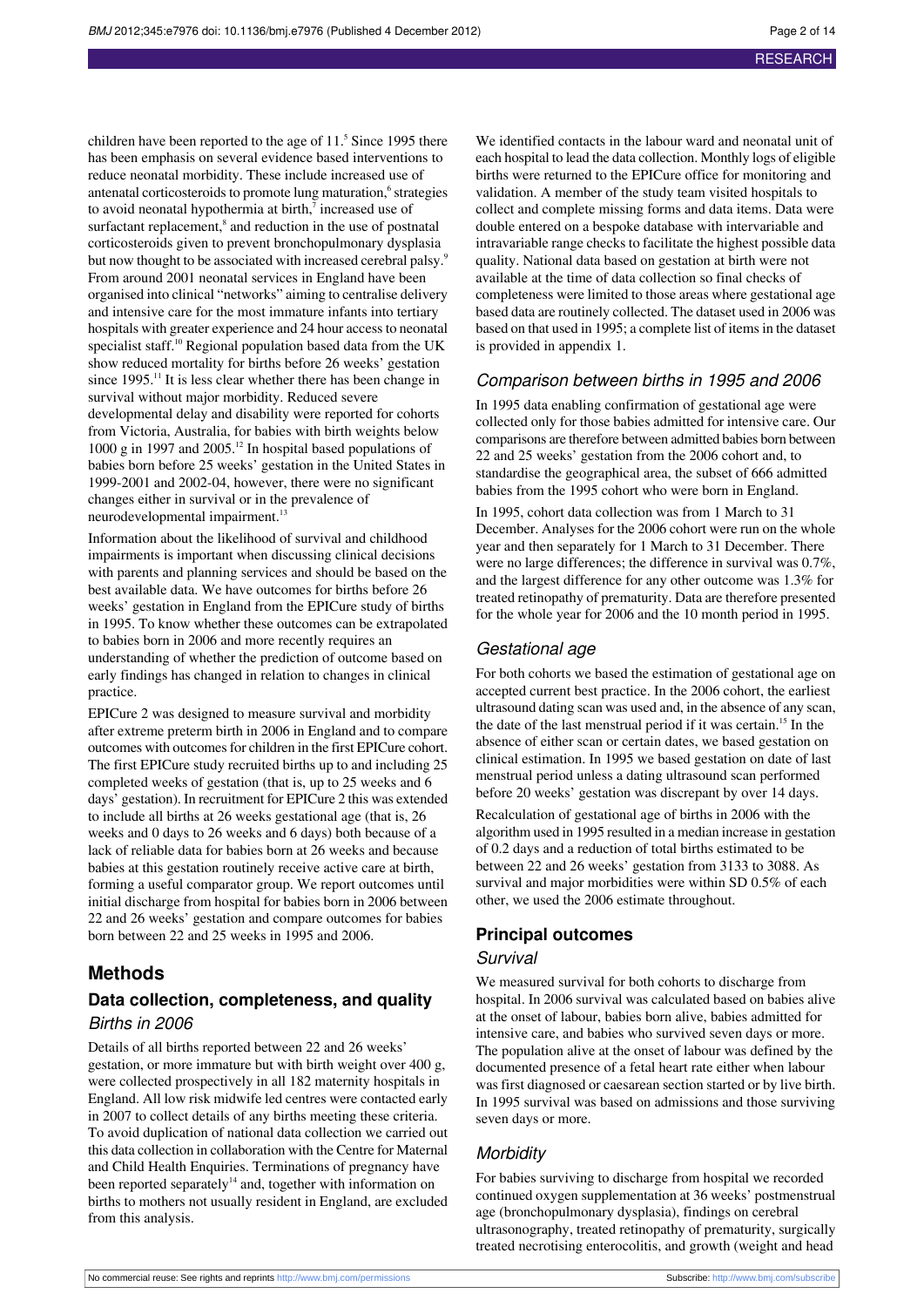children have been reported to the age of 11.[5] Since 1995 there has been emphasis on several evidence based interventions to reduce neonatal morbidity. These include increased use of antenatal corticosteroids to promote lung maturation,[6] strategies to avoid neonatal hypothermia at birth,[7] increased use of surfactant replacement,[8] and reduction in the use of postnatal corticosteroids given to prevent bronchopulmonary dysplasia but now thought to be associated with increased cerebral palsy.[9] From around 2001 neonatal services in England have been organised into clinical "networks" aiming to centralise delivery and intensive care for the most immature infants into tertiary hospitals with greater experience and 24 hour access to neonatal specialist staff.[10] Regional population based data from the UK show reduced mortality for births before 26 weeks' gestation since 1995.[11] It is less clear whether there has been change in survival without major morbidity. Reduced severe developmental delay and disability were reported for cohorts from Victoria, Australia, for babies with birth weights below 1000 g in 1997 and 2005.[12] In hospital based populations of babies born before 25 weeks' gestation in the United States in 1999-2001 and 2002-04, however, there were no significant changes either in survival or in the prevalence of neurodevelopmental impairment.[13]

Information about the likelihood of survival and childhood impairments is important when discussing clinical decisions with parents and planning services and should be based on the best available data. We have outcomes for births before 26 weeks' gestation in England from the EPICure study of births in 1995. To know whether these outcomes can be extrapolated to babies born in 2006 and more recently requires an understanding of whether the prediction of outcome based on early findings has changed in relation to changes in clinical practice.

EPICure 2 was designed to measure survival and morbidity after extreme preterm birth in 2006 in England and to compare outcomes with outcomes for children in the first EPICure cohort. The first EPICure study recruited births up to and including 25 completed weeks of gestation (that is, up to 25 weeks and 6 days' gestation). In recruitment for EPICure 2 this was extended to include all births at 26 weeks gestational age (that is, 26 weeks and 0 days to 26 weeks and 6 days) both because of a lack of reliable data for babies born at 26 weeks and because babies at this gestation routinely receive active care at birth, forming a useful comparator group. We report outcomes until initial discharge from hospital for babies born in 2006 between 22 and 26 weeks' gestation and compare outcomes for babies born between 22 and 25 weeks in 1995 and 2006.

# Methods

## Data collection, completeness, and quality

### *Births in 2006*

Details of all births reported between 22 and 26 weeks' gestation, or more immature but with birth weight over 400 g, were collected prospectively in all 182 maternity hospitals in England. All low risk midwife led centres were contacted early in 2007 to collect details of any births meeting these criteria. To avoid duplication of national data collection we carried out this data collection in collaboration with the Centre for Maternal and Child Health Enquiries. Terminations of pregnancy have been reported separately[14] and, together with information on births to mothers not usually resident in England, are excluded from this analysis.

We identified contacts in the labour ward and neonatal unit of each hospital to lead the data collection. Monthly logs of eligible births were returned to the EPICure office for monitoring and validation. A member of the study team visited hospitals to collect and complete missing forms and data items. Data were double entered on a bespoke database with intervariable and intravariable range checks to facilitate the highest possible data quality. National data based on gestation at birth were not available at the time of data collection so final checks of completeness were limited to those areas where gestational age based data are routinely collected. The dataset used in 2006 was based on that used in 1995; a complete list of items in the dataset is provided in appendix 1.

### *Comparison between births in 1995 and 2006*

In 1995 data enabling confirmation of gestational age were collected only for those babies admitted for intensive care. Our comparisons are therefore between admitted babies born between 22 and 25 weeks' gestation from the 2006 cohort and, to standardise the geographical area, the subset of 666 admitted babies from the 1995 cohort who were born in England.

In 1995, cohort data collection was from 1 March to 31 December. Analyses for the 2006 cohort were run on the whole year and then separately for 1 March to 31 December. There were no large differences; the difference in survival was 0.7%, and the largest difference for any other outcome was 1.3% for treated retinopathy of prematurity. Data are therefore presented for the whole year for 2006 and the 10 month period in 1995.

### *Gestational age*

For both cohorts we based the estimation of gestational age on accepted current best practice. In the 2006 cohort, the earliest ultrasound dating scan was used and, in the absence of any scan, the date of the last menstrual period if it was certain.[15] In the absence of either scan or certain dates, we based gestation on clinical estimation. In 1995 we based gestation on date of last menstrual period unless a dating ultrasound scan performed before 20 weeks' gestation was discrepant by over 14 days.

Recalculation of gestational age of births in 2006 with the algorithm used in 1995 resulted in a median increase in gestation of 0.2 days and a reduction of total births estimated to be between 22 and 26 weeks' gestation from 3133 to 3088. As survival and major morbidities were within SD 0.5% of each other, we used the 2006 estimate throughout.

## Principal outcomes

### *Survival*

We measured survival for both cohorts to discharge from hospital. In 2006 survival was calculated based on babies alive at the onset of labour, babies born alive, babies admitted for intensive care, and babies who survived seven days or more. The population alive at the onset of labour was defined by the documented presence of a fetal heart rate either when labour was first diagnosed or caesarean section started or by live birth. In 1995 survival was based on admissions and those surviving seven days or more.

### *Morbidity*

For babies surviving to discharge from hospital we recorded continued oxygen supplementation at 36 weeks' postmenstrual age (bronchopulmonary dysplasia), findings on cerebral ultrasonography, treated retinopathy of prematurity, surgically treated necrotising enterocolitis, and growth (weight and head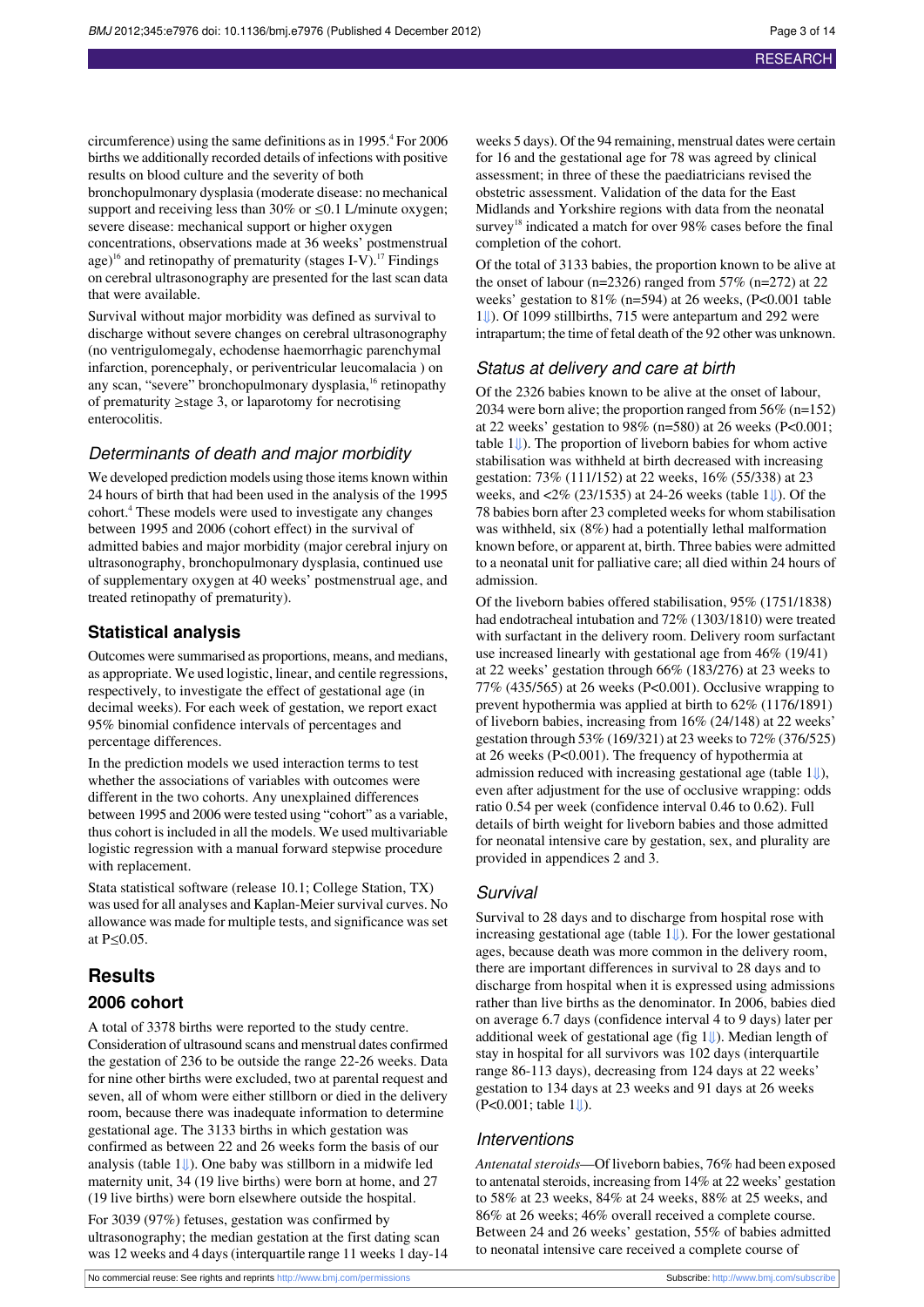circumference) using the same definitions as in 1995.[4] For 2006 births we additionally recorded details of infections with positive results on blood culture and the severity of both bronchopulmonary dysplasia (moderate disease: no mechanical support and receiving less than 30% or ≤0.1 L/minute oxygen; severe disease: mechanical support or higher oxygen concentrations, observations made at 36 weeks' postmenstrual age)[16] and retinopathy of prematurity (stages I-V).[17] Findings on cerebral ultrasonography are presented for the last scan data that were available.

Survival without major morbidity was defined as survival to discharge without severe changes on cerebral ultrasonography (no ventrigulomegaly, echodense haemorrhagic parenchymal infarction, porencephaly, or periventricular leucomalacia ) on any scan, "severe" bronchopulmonary dysplasia,[16] retinopathy of prematurity ≥stage 3, or laparotomy for necrotising enterocolitis.

### Determinants of death and major morbidity

We developed prediction models using those items known within 24 hours of birth that had been used in the analysis of the 1995 cohort.[4] These models were used to investigate any changes between 1995 and 2006 (cohort effect) in the survival of admitted babies and major morbidity (major cerebral injury on ultrasonography, bronchopulmonary dysplasia, continued use of supplementary oxygen at 40 weeks' postmenstrual age, and treated retinopathy of prematurity).

## Statistical analysis

Outcomes were summarised as proportions, means, and medians, as appropriate. We used logistic, linear, and centile regressions, respectively, to investigate the effect of gestational age (in decimal weeks). For each week of gestation, we report exact 95% binomial confidence intervals of percentages and percentage differences.

In the prediction models we used interaction terms to test whether the associations of variables with outcomes were different in the two cohorts. Any unexplained differences between 1995 and 2006 were tested using "cohort" as a variable, thus cohort is included in all the models. We used multivariable logistic regression with a manual forward stepwise procedure with replacement.

Stata statistical software (release 10.1; College Station, TX) was used for all analyses and Kaplan-Meier survival curves. No allowance was made for multiple tests, and significance was set at P≤0.05.

# Results

## 2006 cohort

A total of 3378 births were reported to the study centre. Consideration of ultrasound scans and menstrual dates confirmed the gestation of 236 to be outside the range 22-26 weeks. Data for nine other births were excluded, two at parental request and seven, all of whom were either stillborn or died in the delivery room, because there was inadequate information to determine gestational age. The 3133 births in which gestation was confirmed as between 22 and 26 weeks form the basis of our analysis (table 1). One baby was stillborn in a midwife led maternity unit, 34 (19 live births) were born at home, and 27 (19 live births) were born elsewhere outside the hospital.

For 3039 (97%) fetuses, gestation was confirmed by ultrasonography; the median gestation at the first dating scan was 12 weeks and 4 days (interquartile range 11 weeks 1 day-14 weeks 5 days). Of the 94 remaining, menstrual dates were certain for 16 and the gestational age for 78 was agreed by clinical assessment; in three of these the paediatricians revised the obstetric assessment. Validation of the data for the East Midlands and Yorkshire regions with data from the neonatal survey[18] indicated a match for over 98% cases before the final completion of the cohort.

Of the total of 3133 babies, the proportion known to be alive at the onset of labour (n=2326) ranged from 57% (n=272) at 22 weeks' gestation to 81% (n=594) at 26 weeks, (P<0.001 table 1). Of 1099 stillbirths, 715 were antepartum and 292 were intrapartum; the time of fetal death of the 92 other was unknown.

### Status at delivery and care at birth

Of the 2326 babies known to be alive at the onset of labour, 2034 were born alive; the proportion ranged from 56% (n=152) at 22 weeks' gestation to 98% (n=580) at 26 weeks (P<0.001; table 1). The proportion of liveborn babies for whom active stabilisation was withheld at birth decreased with increasing gestation: 73% (111/152) at 22 weeks, 16% (55/338) at 23 weeks, and <2% (23/1535) at 24-26 weeks (table 1). Of the 78 babies born after 23 completed weeks for whom stabilisation was withheld, six (8%) had a potentially lethal malformation known before, or apparent at, birth. Three babies were admitted to a neonatal unit for palliative care; all died within 24 hours of admission.

Of the liveborn babies offered stabilisation, 95% (1751/1838) had endotracheal intubation and 72% (1303/1810) were treated with surfactant in the delivery room. Delivery room surfactant use increased linearly with gestational age from 46% (19/41) at 22 weeks' gestation through 66% (183/276) at 23 weeks to 77% (435/565) at 26 weeks (P<0.001). Occlusive wrapping to prevent hypothermia was applied at birth to 62% (1176/1891) of liveborn babies, increasing from 16% (24/148) at 22 weeks' gestation through 53% (169/321) at 23 weeks to 72% (376/525) at 26 weeks (P<0.001). The frequency of hypothermia at admission reduced with increasing gestational age (table 1), even after adjustment for the use of occlusive wrapping: odds ratio 0.54 per week (confidence interval 0.46 to 0.62). Full details of birth weight for liveborn babies and those admitted for neonatal intensive care by gestation, sex, and plurality are provided in appendices 2 and 3.

### Survival

Survival to 28 days and to discharge from hospital rose with increasing gestational age (table 1). For the lower gestational ages, because death was more common in the delivery room, there are important differences in survival to 28 days and to discharge from hospital when it is expressed using admissions rather than live births as the denominator. In 2006, babies died on average 6.7 days (confidence interval 4 to 9 days) later per additional week of gestational age (fig 1). Median length of stay in hospital for all survivors was 102 days (interquartile range 86-113 days), decreasing from 124 days at 22 weeks' gestation to 134 days at 23 weeks and 91 days at 26 weeks (P<0.001; table 1).

### Interventions

*Antenatal steroids*—Of liveborn babies, 76% had been exposed to antenatal steroids, increasing from 14% at 22 weeks' gestation to 58% at 23 weeks, 84% at 24 weeks, 88% at 25 weeks, and 86% at 26 weeks; 46% overall received a complete course. Between 24 and 26 weeks' gestation, 55% of babies admitted to neonatal intensive care received a complete course of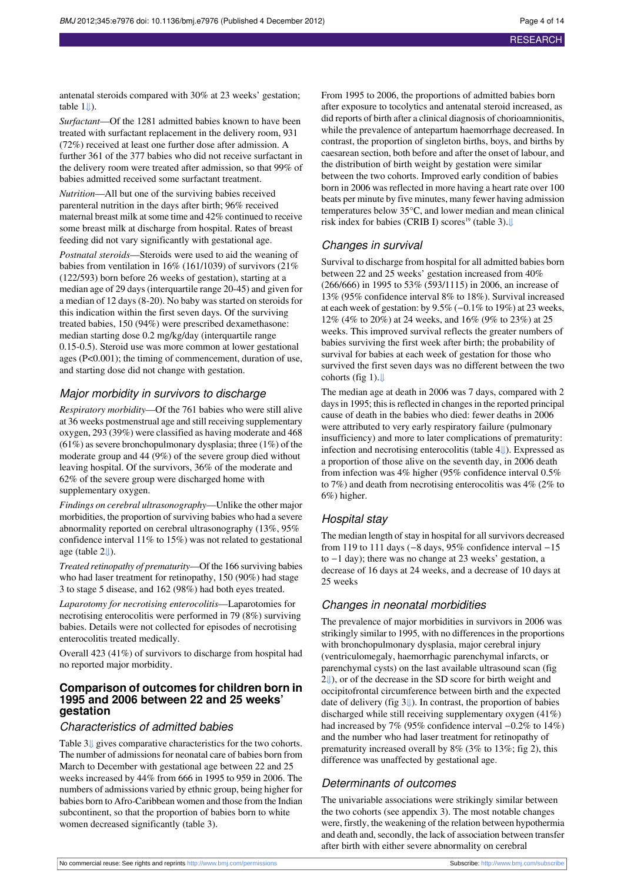antenatal steroids compared with 30% at 23 weeks' gestation; table 1⇓).

*Surfactant*—Of the 1281 admitted babies known to have been treated with surfactant replacement in the delivery room, 931 (72%) received at least one further dose after admission. A further 361 of the 377 babies who did not receive surfactant in the delivery room were treated after admission, so that 99% of babies admitted received some surfactant treatment.

*Nutrition*—All but one of the surviving babies received parenteral nutrition in the days after birth; 96% received maternal breast milk at some time and 42% continued to receive some breast milk at discharge from hospital. Rates of breast feeding did not vary significantly with gestational age.

*Postnatal steroids*—Steroids were used to aid the weaning of babies from ventilation in 16% (161/1039) of survivors (21% (122/593) born before 26 weeks of gestation), starting at a median age of 29 days (interquartile range 20-45) and given for a median of 12 days (8-20). No baby was started on steroids for this indication within the first seven days. Of the surviving treated babies, 150 (94%) were prescribed dexamethasone: median starting dose 0.2 mg/kg/day (interquartile range 0.15-0.5). Steroid use was more common at lower gestational ages (P<0.001); the timing of commencement, duration of use, and starting dose did not change with gestation.

### Major morbidity in survivors to discharge

*Respiratory morbidity*—Of the 761 babies who were still alive at 36 weeks postmenstrual age and still receiving supplementary oxygen, 293 (39%) were classified as having moderate and 468 (61%) as severe bronchopulmonary dysplasia; three (1%) of the moderate group and 44 (9%) of the severe group died without leaving hospital. Of the survivors, 36% of the moderate and 62% of the severe group were discharged home with supplementary oxygen.

*Findings on cerebral ultrasonography*—Unlike the other major morbidities, the proportion of surviving babies who had a severe abnormality reported on cerebral ultrasonography (13%, 95% confidence interval 11% to 15%) was not related to gestational age (table 2⇓).

*Treated retinopathy of prematurity*—Of the 166 surviving babies who had laser treatment for retinopathy, 150 (90%) had stage 3 to stage 5 disease, and 162 (98%) had both eyes treated.

*Laparotomy for necrotising enterocolitis*—Laparotomies for necrotising enterocolitis were performed in 79 (8%) surviving babies. Details were not collected for episodes of necrotising enterocolitis treated medically.

Overall 423 (41%) of survivors to discharge from hospital had no reported major morbidity.

## Comparison of outcomes for children born in 1995 and 2006 between 22 and 25 weeks' gestation

### Characteristics of admitted babies

Table 3⇓ gives comparative characteristics for the two cohorts. The number of admissions for neonatal care of babies born from March to December with gestational age between 22 and 25 weeks increased by 44% from 666 in 1995 to 959 in 2006. The numbers of admissions varied by ethnic group, being higher for babies born to Afro-Caribbean women and those from the Indian subcontinent, so that the proportion of babies born to white women decreased significantly (table 3).

From 1995 to 2006, the proportions of admitted babies born after exposure to tocolytics and antenatal steroid increased, as did reports of birth after a clinical diagnosis of chorioamnionitis, while the prevalence of antepartum haemorrhage decreased. In contrast, the proportion of singleton births, boys, and births by caesarean section, both before and after the onset of labour, and the distribution of birth weight by gestation were similar between the two cohorts. Improved early condition of babies born in 2006 was reflected in more having a heart rate over 100 beats per minute by five minutes, many fewer having admission temperatures below 35°C, and lower median and mean clinical risk index for babies (CRIB I) scores[19] (table 3).⇓

### Changes in survival

Survival to discharge from hospital for all admitted babies born between 22 and 25 weeks' gestation increased from 40% (266/666) in 1995 to 53% (593/1115) in 2006, an increase of 13% (95% confidence interval 8% to 18%). Survival increased at each week of gestation: by 9.5% (−0.1% to 19%) at 23 weeks, 12% (4% to 20%) at 24 weeks, and 16% (9% to 23%) at 25 weeks. This improved survival reflects the greater numbers of babies surviving the first week after birth; the probability of survival for babies at each week of gestation for those who survived the first seven days was no different between the two cohorts (fig 1).⇓

The median age at death in 2006 was 7 days, compared with 2 days in 1995; this is reflected in changes in the reported principal cause of death in the babies who died: fewer deaths in 2006 were attributed to very early respiratory failure (pulmonary insufficiency) and more to later complications of prematurity: infection and necrotising enterocolitis (table 4⇓). Expressed as a proportion of those alive on the seventh day, in 2006 death from infection was 4% higher (95% confidence interval 0.5% to 7%) and death from necrotising enterocolitis was 4% (2% to 6%) higher.

### Hospital stay

The median length of stay in hospital for all survivors decreased from 119 to 111 days (−8 days, 95% confidence interval −15 to −1 day); there was no change at 23 weeks' gestation, a decrease of 16 days at 24 weeks, and a decrease of 10 days at 25 weeks

### Changes in neonatal morbidities

The prevalence of major morbidities in survivors in 2006 was strikingly similar to 1995, with no differences in the proportions with bronchopulmonary dysplasia, major cerebral injury (ventriculomegaly, haemorrhagic parenchymal infarcts, or parenchymal cysts) on the last available ultrasound scan (fig 2⇓), or of the decrease in the SD score for birth weight and occipitofrontal circumference between birth and the expected date of delivery (fig 3⇓). In contrast, the proportion of babies discharged while still receiving supplementary oxygen (41%) had increased by 7% (95% confidence interval −0.2% to 14%) and the number who had laser treatment for retinopathy of prematurity increased overall by 8% (3% to 13%; fig 2), this difference was unaffected by gestational age.

### Determinants of outcomes

The univariable associations were strikingly similar between the two cohorts (see appendix 3). The most notable changes were, firstly, the weakening of the relation between hypothermia and death and, secondly, the lack of association between transfer after birth with either severe abnormality on cerebral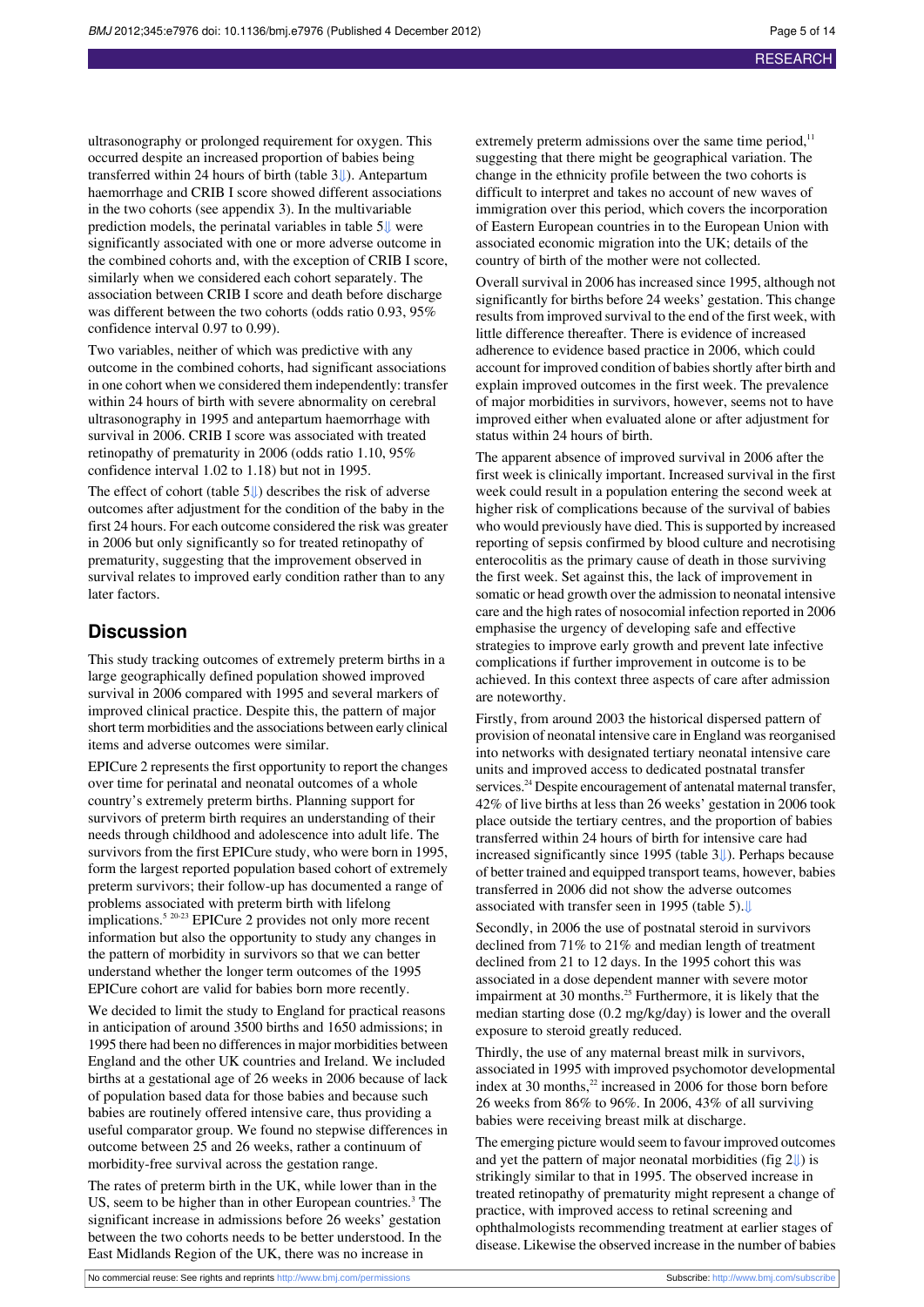ultrasonography or prolonged requirement for oxygen. This occurred despite an increased proportion of babies being transferred within 24 hours of birth (table 3). Antepartum haemorrhage and CRIB I score showed different associations in the two cohorts (see appendix 3). In the multivariable prediction models, the perinatal variables in table 5 were significantly associated with one or more adverse outcome in the combined cohorts and, with the exception of CRIB I score, similarly when we considered each cohort separately. The association between CRIB I score and death before discharge was different between the two cohorts (odds ratio 0.93, 95% confidence interval 0.97 to 0.99).

Two variables, neither of which was predictive with any outcome in the combined cohorts, had significant associations in one cohort when we considered them independently: transfer within 24 hours of birth with severe abnormality on cerebral ultrasonography in 1995 and antepartum haemorrhage with survival in 2006. CRIB I score was associated with treated retinopathy of prematurity in 2006 (odds ratio 1.10, 95% confidence interval 1.02 to 1.18) but not in 1995.

The effect of cohort (table 5) describes the risk of adverse outcomes after adjustment for the condition of the baby in the first 24 hours. For each outcome considered the risk was greater in 2006 but only significantly so for treated retinopathy of prematurity, suggesting that the improvement observed in survival relates to improved early condition rather than to any later factors.

## Discussion

This study tracking outcomes of extremely preterm births in a large geographically defined population showed improved survival in 2006 compared with 1995 and several markers of improved clinical practice. Despite this, the pattern of major short term morbidities and the associations between early clinical items and adverse outcomes were similar.

EPICure 2 represents the first opportunity to report the changes over time for perinatal and neonatal outcomes of a whole country's extremely preterm births. Planning support for survivors of preterm birth requires an understanding of their needs through childhood and adolescence into adult life. The survivors from the first EPICure study, who were born in 1995, form the largest reported population based cohort of extremely preterm survivors; their follow-up has documented a range of problems associated with preterm birth with lifelong implications.[5 20-23] EPICure 2 provides not only more recent information but also the opportunity to study any changes in the pattern of morbidity in survivors so that we can better understand whether the longer term outcomes of the 1995 EPICure cohort are valid for babies born more recently.

We decided to limit the study to England for practical reasons in anticipation of around 3500 births and 1650 admissions; in 1995 there had been no differences in major morbidities between England and the other UK countries and Ireland. We included births at a gestational age of 26 weeks in 2006 because of lack of population based data for those babies and because such babies are routinely offered intensive care, thus providing a useful comparator group. We found no stepwise differences in outcome between 25 and 26 weeks, rather a continuum of morbidity-free survival across the gestation range.

The rates of preterm birth in the UK, while lower than in the US, seem to be higher than in other European countries.[3] The significant increase in admissions before 26 weeks' gestation between the two cohorts needs to be better understood. In the East Midlands Region of the UK, there was no increase in extremely preterm admissions over the same time period,[11] suggesting that there might be geographical variation. The change in the ethnicity profile between the two cohorts is difficult to interpret and takes no account of new waves of immigration over this period, which covers the incorporation of Eastern European countries in to the European Union with associated economic migration into the UK; details of the country of birth of the mother were not collected.

Overall survival in 2006 has increased since 1995, although not significantly for births before 24 weeks' gestation. This change results from improved survival to the end of the first week, with little difference thereafter. There is evidence of increased adherence to evidence based practice in 2006, which could account for improved condition of babies shortly after birth and explain improved outcomes in the first week. The prevalence of major morbidities in survivors, however, seems not to have improved either when evaluated alone or after adjustment for status within 24 hours of birth.

The apparent absence of improved survival in 2006 after the first week is clinically important. Increased survival in the first week could result in a population entering the second week at higher risk of complications because of the survival of babies who would previously have died. This is supported by increased reporting of sepsis confirmed by blood culture and necrotising enterocolitis as the primary cause of death in those surviving the first week. Set against this, the lack of improvement in somatic or head growth over the admission to neonatal intensive care and the high rates of nosocomial infection reported in 2006 emphasise the urgency of developing safe and effective strategies to improve early growth and prevent late infective complications if further improvement in outcome is to be achieved. In this context three aspects of care after admission are noteworthy.

Firstly, from around 2003 the historical dispersed pattern of provision of neonatal intensive care in England was reorganised into networks with designated tertiary neonatal intensive care units and improved access to dedicated postnatal transfer services.[24] Despite encouragement of antenatal maternal transfer, 42% of live births at less than 26 weeks' gestation in 2006 took place outside the tertiary centres, and the proportion of babies transferred within 24 hours of birth for intensive care had increased significantly since 1995 (table 3). Perhaps because of better trained and equipped transport teams, however, babies transferred in 2006 did not show the adverse outcomes associated with transfer seen in 1995 (table 5).

Secondly, in 2006 the use of postnatal steroid in survivors declined from 71% to 21% and median length of treatment declined from 21 to 12 days. In the 1995 cohort this was associated in a dose dependent manner with severe motor impairment at 30 months.[25] Furthermore, it is likely that the median starting dose (0.2 mg/kg/day) is lower and the overall exposure to steroid greatly reduced.

Thirdly, the use of any maternal breast milk in survivors, associated in 1995 with improved psychomotor developmental index at 30 months,[22] increased in 2006 for those born before 26 weeks from 86% to 96%. In 2006, 43% of all surviving babies were receiving breast milk at discharge.

The emerging picture would seem to favour improved outcomes and yet the pattern of major neonatal morbidities (fig 2) is strikingly similar to that in 1995. The observed increase in treated retinopathy of prematurity might represent a change of practice, with improved access to retinal screening and ophthalmologists recommending treatment at earlier stages of disease. Likewise the observed increase in the number of babies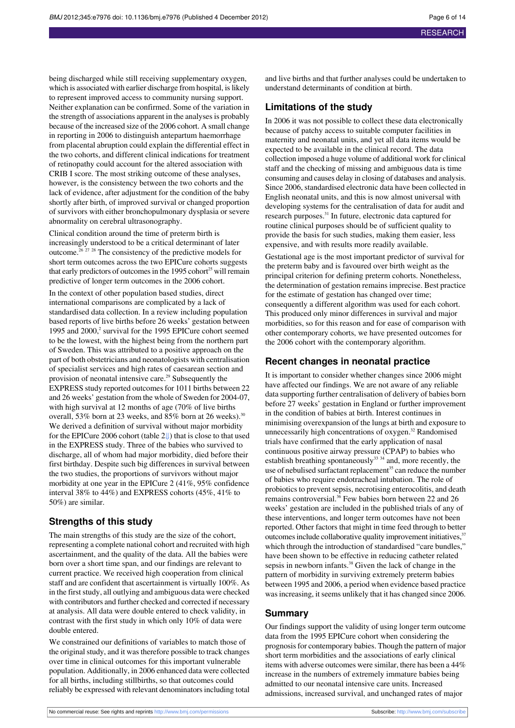being discharged while still receiving supplementary oxygen, which is associated with earlier discharge from hospital, is likely to represent improved access to community nursing support. Neither explanation can be confirmed. Some of the variation in the strength of associations apparent in the analyses is probably because of the increased size of the 2006 cohort. A small change in reporting in 2006 to distinguish antepartum haemorrhage from placental abruption could explain the differential effect in the two cohorts, and different clinical indications for treatment of retinopathy could account for the altered association with CRIB I score. The most striking outcome of these analyses, however, is the consistency between the two cohorts and the lack of evidence, after adjustment for the condition of the baby shortly after birth, of improved survival or changed proportion of survivors with either bronchopulmonary dysplasia or severe abnormality on cerebral ultrasonography.

Clinical condition around the time of preterm birth is increasingly understood to be a critical determinant of later outcome.[26 27 28] The consistency of the predictive models for short term outcomes across the two EPICure cohorts suggests that early predictors of outcomes in the 1995 cohort[25] will remain predictive of longer term outcomes in the 2006 cohort.

In the context of other population based studies, direct international comparisons are complicated by a lack of standardised data collection. In a review including population based reports of live births before 26 weeks' gestation between 1995 and 2000,[2] survival for the 1995 EPICure cohort seemed to be the lowest, with the highest being from the northern part of Sweden. This was attributed to a positive approach on the part of both obstetricians and neonatologists with centralisation of specialist services and high rates of caesarean section and provision of neonatal intensive care.[29] Subsequently the EXPRESS study reported outcomes for 1011 births between 22 and 26 weeks' gestation from the whole of Sweden for 2004-07, with high survival at 12 months of age (70% of live births overall, 53% born at 23 weeks, and 85% born at 26 weeks).[30] We derived a definition of survival without major morbidity for the EPICure 2006 cohort (table 2⇓) that is close to that used in the EXPRESS study. Three of the babies who survived to discharge, all of whom had major morbidity, died before their first birthday. Despite such big differences in survival between the two studies, the proportions of survivors without major morbidity at one year in the EPICure 2 (41%, 95% confidence interval 38% to 44%) and EXPRESS cohorts (45%, 41% to 50%) are similar.

## Strengths of this study

The main strengths of this study are the size of the cohort, representing a complete national cohort and recruited with high ascertainment, and the quality of the data. All the babies were born over a short time span, and our findings are relevant to current practice. We received high cooperation from clinical staff and are confident that ascertainment is virtually 100%. As in the first study, all outlying and ambiguous data were checked with contributors and further checked and corrected if necessary at analysis. All data were double entered to check validity, in contrast with the first study in which only 10% of data were double entered.

We constrained our definitions of variables to match those of the original study, and it was therefore possible to track changes over time in clinical outcomes for this important vulnerable population. Additionally, in 2006 enhanced data were collected for all births, including stillbirths, so that outcomes could reliably be expressed with relevant denominators including total and live births and that further analyses could be undertaken to understand determinants of condition at birth.

## Limitations of the study

In 2006 it was not possible to collect these data electronically because of patchy access to suitable computer facilities in maternity and neonatal units, and yet all data items would be expected to be available in the clinical record. The data collection imposed a huge volume of additional work for clinical staff and the checking of missing and ambiguous data is time consuming and causes delay in closing of databases and analysis. Since 2006, standardised electronic data have been collected in English neonatal units, and this is now almost universal with developing systems for the centralisation of data for audit and research purposes.[31] In future, electronic data captured for routine clinical purposes should be of sufficient quality to provide the basis for such studies, making them easier, less expensive, and with results more readily available.

Gestational age is the most important predictor of survival for the preterm baby and is favoured over birth weight as the principal criterion for defining preterm cohorts. Nonetheless, the determination of gestation remains imprecise. Best practice for the estimate of gestation has changed over time; consequently a different algorithm was used for each cohort. This produced only minor differences in survival and major morbidities, so for this reason and for ease of comparison with other contemporary cohorts, we have presented outcomes for the 2006 cohort with the contemporary algorithm.

## Recent changes in neonatal practice

It is important to consider whether changes since 2006 might have affected our findings. We are not aware of any reliable data supporting further centralisation of delivery of babies born before 27 weeks' gestation in England or further improvement in the condition of babies at birth. Interest continues in minimising overexpansion of the lungs at birth and exposure to unnecessarily high concentrations of oxygen.[32] Randomised trials have confirmed that the early application of nasal continuous positive airway pressure (CPAP) to babies who establish breathing spontaneously[33 34] and, more recently, the use of nebulised surfactant replacement[35] can reduce the number of babies who require endotracheal intubation. The role of probiotics to prevent sepsis, necrotising enterocolitis, and death remains controversial.[36] Few babies born between 22 and 26 weeks' gestation are included in the published trials of any of these interventions, and longer term outcomes have not been reported. Other factors that might in time feed through to better outcomes include collaborative quality improvement initiatives,[37] which through the introduction of standardised "care bundles," have been shown to be effective in reducing catheter related sepsis in newborn infants.[38] Given the lack of change in the pattern of morbidity in surviving extremely preterm babies between 1995 and 2006, a period when evidence based practice was increasing, it seems unlikely that it has changed since 2006.

## Summary

Our findings support the validity of using longer term outcome data from the 1995 EPICure cohort when considering the prognosis for contemporary babies. Though the pattern of major short term morbidities and the associations of early clinical items with adverse outcomes were similar, there has been a 44% increase in the numbers of extremely immature babies being admitted to our neonatal intensive care units. Increased admissions, increased survival, and unchanged rates of major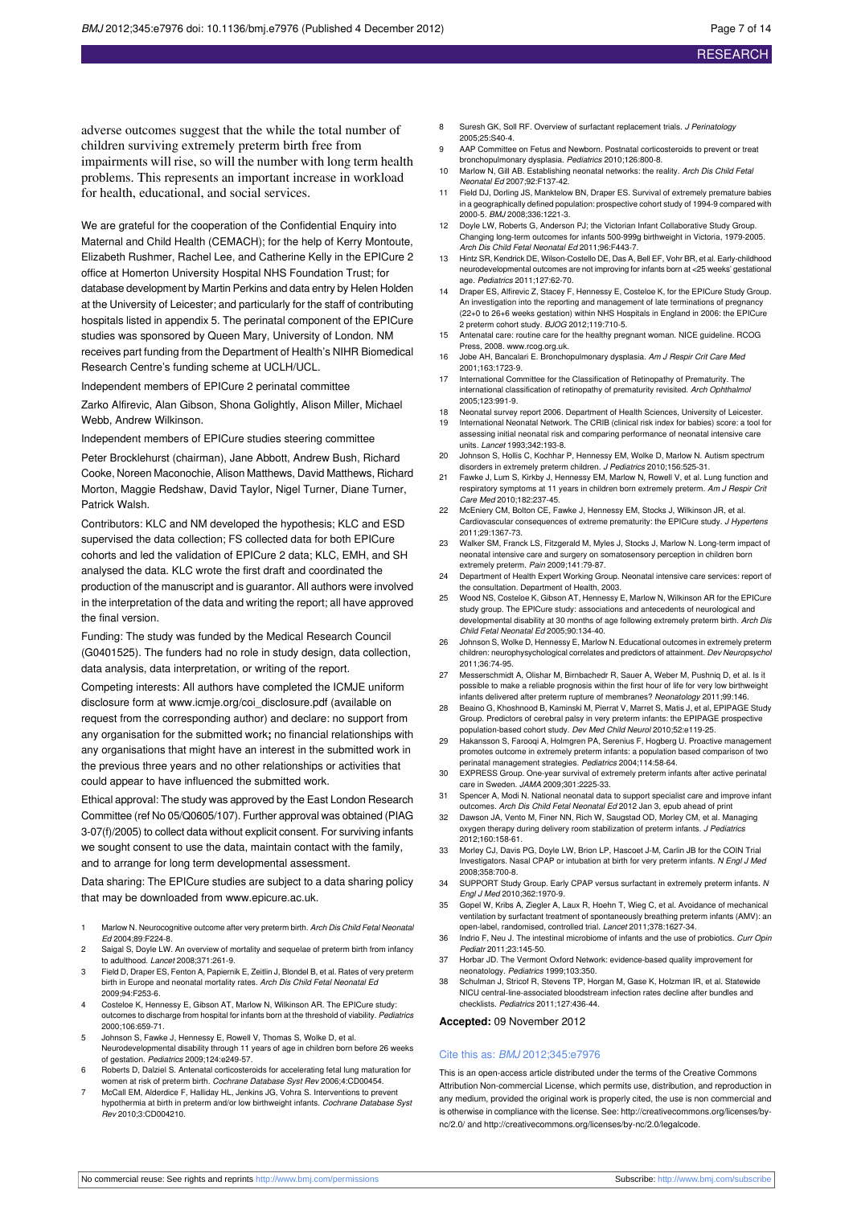adverse outcomes suggest that the while the total number of children surviving extremely preterm birth free from impairments will rise, so will the number with long term health problems. This represents an important increase in workload for health, educational, and social services.

We are grateful for the cooperation of the Confidential Enquiry into Maternal and Child Health (CEMACH); for the help of Kerry Montoute, Elizabeth Rushmer, Rachel Lee, and Catherine Kelly in the EPICure 2 office at Homerton University Hospital NHS Foundation Trust; for database development by Martin Perkins and data entry by Helen Holden at the University of Leicester; and particularly for the staff of contributing hospitals listed in appendix 5. The perinatal component of the EPICure studies was sponsored by Queen Mary, University of London. NM receives part funding from the Department of Health's NIHR Biomedical Research Centre's funding scheme at UCLH/UCL.

Independent members of EPICure 2 perinatal committee

Zarko Alfirevic, Alan Gibson, Shona Golightly, Alison Miller, Michael Webb, Andrew Wilkinson.

Independent members of EPICure studies steering committee

Peter Brocklehurst (chairman), Jane Abbott, Andrew Bush, Richard Cooke, Noreen Maconochie, Alison Matthews, David Matthews, Richard Morton, Maggie Redshaw, David Taylor, Nigel Turner, Diane Turner, Patrick Walsh.

Contributors: KLC and NM developed the hypothesis; KLC and ESD supervised the data collection; FS collected data for both EPICure cohorts and led the validation of EPICure 2 data; KLC, EMH, and SH analysed the data. KLC wrote the first draft and coordinated the production of the manuscript and is guarantor. All authors were involved in the interpretation of the data and writing the report; all have approved the final version.

Funding: The study was funded by the Medical Research Council (G0401525). The funders had no role in study design, data collection, data analysis, data interpretation, or writing of the report.

Competing interests: All authors have completed the ICMJE uniform disclosure form at www.icmje.org/coi_disclosure.pdf (available on request from the corresponding author) and declare: no support from any organisation for the submitted work**;** no financial relationships with any organisations that might have an interest in the submitted work in the previous three years and no other relationships or activities that could appear to have influenced the submitted work.

Ethical approval: The study was approved by the East London Research Committee (ref No 05/Q0605/107). Further approval was obtained (PIAG 3-07(f)/2005) to collect data without explicit consent. For surviving infants we sought consent to use the data, maintain contact with the family, and to arrange for long term developmental assessment.

Data sharing: The EPICure studies are subject to a data sharing policy that may be downloaded from www.epicure.ac.uk.

1. Marlow N. Neurocognitive outcome after very preterm birth. *Arch Dis Child Fetal Neonatal Ed* 2004;89:F224-8.
2. Saigal S, Doyle LW. An overview of mortality and sequelae of preterm birth from infancy to adulthood. *Lancet* 2008;371:261-9.
3. Field D, Draper ES, Fenton A, Papiernik E, Zeitlin J, Blondel B, et al. Rates of very preterm birth in Europe and neonatal mortality rates. *Arch Dis Child Fetal Neonatal Ed* 2009;94:F253-6.
4. Costeloe K, Hennessy E, Gibson AT, Marlow N, Wilkinson AR. The EPICure study: outcomes to discharge from hospital for infants born at the threshold of viability. *Pediatrics* 2000;106:659-71.
5. Johnson S, Fawke J, Hennessy E, Rowell V, Thomas S, Wolke D, et al. Neurodevelopmental disability through 11 years of age in children born before 26 weeks of gestation. *Pediatrics* 2009;124:e249-57.
6. Roberts D, Dalziel S. Antenatal corticosteroids for accelerating fetal lung maturation for women at risk of preterm birth. *Cochrane Database Syst Rev* 2006;4:CD004454.
7. McCall EM, Alderdice F, Halliday HL, Jenkins JG, Vohra S. Interventions to prevent hypothermia at birth in preterm and/or low birthweight infants. *Cochrane Database Syst Rev* 2010;3:CD004210.
8. Suresh GK, Soll RF. Overview of surfactant replacement trials. *J Perinatology* 2005;25:S40-4.
9. AAP Committee on Fetus and Newborn. Postnatal corticosteroids to prevent or treat bronchopulmonary dysplasia. *Pediatrics* 2010;126:800-8.
10. Marlow N, Gill AB. Establishing neonatal networks: the reality. *Arch Dis Child Fetal Neonatal Ed* 2007;92:F137-42.
11. Field DJ, Dorling JS, Manktelow BN, Draper ES. Survival of extremely premature babies in a geographically defined population: prospective cohort study of 1994-9 compared with 2000-5. *BMJ* 2008;336:1221-3.
12. Doyle LW, Roberts G, Anderson PJ; the Victorian Infant Collaborative Study Group. Changing long-term outcomes for infants 500-999g birthweight in Victoria, 1979-2005. *Arch Dis Child Fetal Neonatal Ed* 2011;96:F443-7.
13. Hintz SR, Kendrick DE, Wilson-Costello DE, Das A, Bell EF, Vohr BR, et al. Early-childhood neurodevelopmental outcomes are not improving for infants born at <25 weeks' gestational age. *Pediatrics* 2011;127:62-70.
14. Draper ES, Alfirevic Z, Stacey F, Hennessy E, Costeloe K, for the EPICure Study Group. An investigation into the reporting and management of late terminations of pregnancy (22+0 to 26+6 weeks gestation) within NHS Hospitals in England in 2006: the EPICure 2 preterm cohort study. *BJOG* 2012;119:710-5.
15. Antenatal care: routine care for the healthy pregnant woman. NICE guideline. RCOG Press, 2008. www.rcog.org.uk.
16. Jobe AH, Bancalari E. Bronchopulmonary dysplasia. *Am J Respir Crit Care Med* 2001;163:1723-9.
17. International Committee for the Classification of Retinopathy of Prematurity. The international classification of retinopathy of prematurity revisited. *Arch Ophthalmol* 2005;123:991-9.
18. Neonatal survey report 2006. Department of Health Sciences, University of Leicester.
19. International Neonatal Network. The CRIB (clinical risk index for babies) score: a tool for assessing initial neonatal risk and comparing performance of neonatal intensive care units. *Lancet* 1993;342:193-8.
20. Johnson S, Hollis C, Kochhar P, Hennessy EM, Wolke D, Marlow N. Autism spectrum disorders in extremely preterm children. *J Pediatrics* 2010;156:525-31.
21. Fawke J, Lum S, Kirkby J, Hennessy EM, Marlow N, Rowell V, et al. Lung function and respiratory symptoms at 11 years in children born extremely preterm. *Am J Respir Crit Care Med* 2010;182:237-45.
22. McEniery CM, Bolton CE, Fawke J, Hennessy EM, Stocks J, Wilkinson JR, et al. Cardiovascular consequences of extreme prematurity: the EPICure study. *J Hypertens* 2011;29:1367-73.
23. Walker SM, Franck LS, Fitzgerald M, Myles J, Stocks J, Marlow N. Long-term impact of neonatal intensive care and surgery on somatosensory perception in children born extremely preterm. *Pain* 2009;141:79-87.
24. Department of Health Expert Working Group. Neonatal intensive care services: report of the consultation. Department of Health, 2003.
25. Wood NS, Costeloe K, Gibson AT, Hennessy E, Marlow N, Wilkinson AR for the EPICure study group. The EPICure study: associations and antecedents of neurological and developmental disability at 30 months of age following extremely preterm birth. *Arch Dis Child Fetal Neonatal Ed* 2005;90:134-40.
26. Johnson S, Wolke D, Hennessy E, Marlow N. Educational outcomes in extremely preterm children: neurophysychological correlates and predictors of attainment. *Dev Neuropsychol* 2011;36:74-95.
27. Messerschmidt A, Olishar M, Birnbachedr R, Sauer A, Weber M, Pushniq D, et al. Is it possible to make a reliable prognosis within the first hour of life for very low birthweight infants delivered after preterm rupture of membranes? *Neonatology* 2011;99:146.
28. Beaino G, Khoshnood B, Kaminski M, Pierrat V, Marret S, Matis J, et al, EPIPAGE Study Group. Predictors of cerebral palsy in very preterm infants: the EPIPAGE prospective population-based cohort study. *Dev Med Child Neurol* 2010;52:e119-25.
29. Hakansson S, Farooqi A, Holmgren PA, Serenius F, Hogberg U. Proactive management promotes outcome in extremely preterm infants: a population based comparison of two perinatal management strategies. *Pediatrics* 2004;114:58-64.
30. EXPRESS Group. One-year survival of extremely preterm infants after active perinatal care in Sweden. *JAMA* 2009;301:2225-33.
31. Spencer A, Modi N. National neonatal data to support specialist care and improve infant outcomes. *Arch Dis Child Fetal Neonatal Ed* 2012 Jan 3, epub ahead of print
32. Dawson JA, Vento M, Finer NN, Rich W, Saugstad OD, Morley CM, et al. Managing oxygen therapy during delivery room stabilization of preterm infants. *J Pediatrics* 2012;160:158-61.
33. Morley CJ, Davis PG, Doyle LW, Brion LP, Hascoet J-M, Carlin JB for the COIN Trial Investigators. Nasal CPAP or intubation at birth for very preterm infants. *N Engl J Med* 2008;358:700-8.
34. SUPPORT Study Group. Early CPAP versus surfactant in extremely preterm infants. *N Engl J Med* 2010;362:1970-9.
35. Gopel W, Kribs A, Ziegler A, Laux R, Hoehn T, Wieg C, et al. Avoidance of mechanical ventilation by surfactant treatment of spontaneously breathing preterm infants (AMV): an open-label, randomised, controlled trial. *Lancet* 2011;378:1627-34.
36. Indrio F, Neu J. The intestinal microbiome of infants and the use of probiotics. *Curr Opin Pediatr* 2011;23:145-50.
37. Horbar JD. The Vermont Oxford Network: evidence-based quality improvement for neonatology. *Pediatrics* 1999;103:350.
38. Schulman J, Stricof R, Stevens TP, Horgan M, Gase K, Holzman IR, et al. Statewide NICU central-line-associated bloodstream infection rates decline after bundles and checklists. *Pediatrics* 2011;127:436-44.

**Accepted:** 09 November 2012

Cite this as: *BMJ* 2012;345:e7976

This is an open-access article distributed under the terms of the Creative Commons Attribution Non-commercial License, which permits use, distribution, and reproduction in any medium, provided the original work is properly cited, the use is non commercial and is otherwise in compliance with the license. See: http://creativecommons.org/licenses/by-nc/2.0/ and http://creativecommons.org/licenses/by-nc/2.0/legalcode.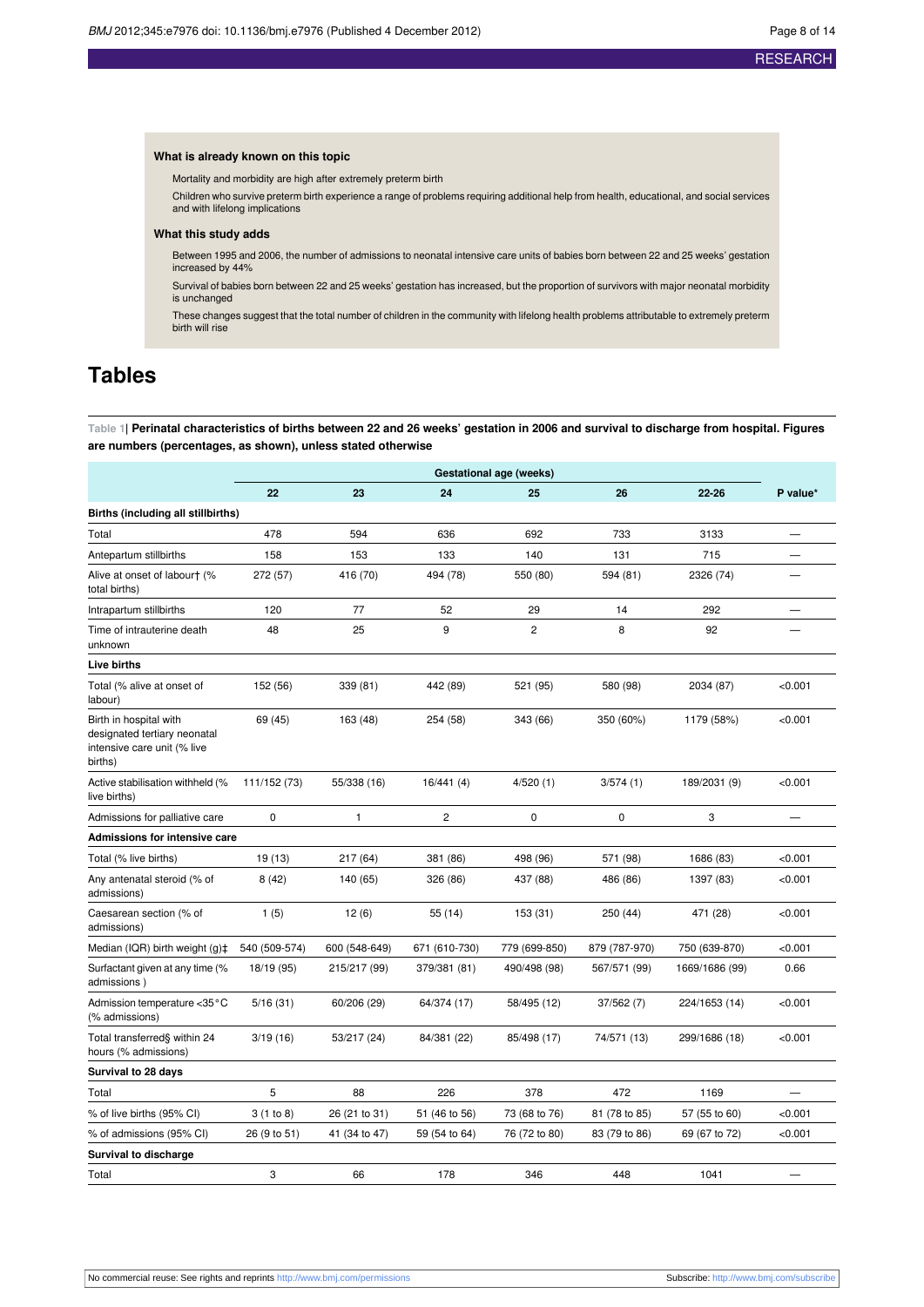### What is already known on this topic

Mortality and morbidity are high after extremely preterm birth

Children who survive preterm birth experience a range of problems requiring additional help from health, educational, and social services and with lifelong implications

### What this study adds

Between 1995 and 2006, the number of admissions to neonatal intensive care units of babies born between 22 and 25 weeks' gestation increased by 44%

Survival of babies born between 22 and 25 weeks' gestation has increased, but the proportion of survivors with major neonatal morbidity is unchanged

These changes suggest that the total number of children in the community with lifelong health problems attributable to extremely preterm birth will rise

# Tables

**Table 1| Perinatal characteristics of births between 22 and 26 weeks' gestation in 2006 and survival to discharge from hospital. Figures are numbers (percentages, as shown), unless stated otherwise**

| | Gestational age (weeks) | | | | | | |
|---|---|---|---|---|---|---|---|
| | 22 | 23 | 24 | 25 | 26 | 22-26 | P value* |
| **Births (including all stillbirths)** | | | | | | | |
| Total | 478 | 594 | 636 | 692 | 733 | 3133 | — |
| Antepartum stillbirths | 158 | 153 | 133 | 140 | 131 | 715 | — |
| Alive at onset of labour† (% total births) | 272 (57) | 416 (70) | 494 (78) | 550 (80) | 594 (81) | 2326 (74) | — |
| Intrapartum stillbirths | 120 | 77 | 52 | 29 | 14 | 292 | — |
| Time of intrauterine death unknown | 48 | 25 | 9 | 2 | 8 | 92 | — |
| **Live births** | | | | | | | |
| Total (% alive at onset of labour) | 152 (56) | 339 (81) | 442 (89) | 521 (95) | 580 (98) | 2034 (87) | <0.001 |
| Birth in hospital with designated tertiary neonatal intensive care unit (% live births) | 69 (45) | 163 (48) | 254 (58) | 343 (66) | 350 (60%) | 1179 (58%) | <0.001 |
| Active stabilisation withheld (% live births) | 111/152 (73) | 55/338 (16) | 16/441 (4) | 4/520 (1) | 3/574 (1) | 189/2031 (9) | <0.001 |
| Admissions for palliative care | 0 | 1 | 2 | 0 | 0 | 3 | — |
| **Admissions for intensive care** | | | | | | | |
| Total (% live births) | 19 (13) | 217 (64) | 381 (86) | 498 (96) | 571 (98) | 1686 (83) | <0.001 |
| Any antenatal steroid (% of admissions) | 8 (42) | 140 (65) | 326 (86) | 437 (88) | 486 (86) | 1397 (83) | <0.001 |
| Caesarean section (% of admissions) | 1 (5) | 12 (6) | 55 (14) | 153 (31) | 250 (44) | 471 (28) | <0.001 |
| Median (IQR) birth weight (g)‡ | 540 (509-574) | 600 (548-649) | 671 (610-730) | 779 (699-850) | 879 (787-970) | 750 (639-870) | <0.001 |
| Surfactant given at any time (% admissions ) | 18/19 (95) | 215/217 (99) | 379/381 (81) | 490/498 (98) | 567/571 (99) | 1669/1686 (99) | 0.66 |
| Admission temperature <35°C (% admissions) | 5/16 (31) | 60/206 (29) | 64/374 (17) | 58/495 (12) | 37/562 (7) | 224/1653 (14) | <0.001 |
| Total transferred§ within 24 hours (% admissions) | 3/19 (16) | 53/217 (24) | 84/381 (22) | 85/498 (17) | 74/571 (13) | 299/1686 (18) | <0.001 |
| **Survival to 28 days** | | | | | | | |
| Total | 5 | 88 | 226 | 378 | 472 | 1169 | — |
| % of live births (95% CI) | 3 (1 to 8) | 26 (21 to 31) | 51 (46 to 56) | 73 (68 to 76) | 81 (78 to 85) | 57 (55 to 60) | <0.001 |
| % of admissions (95% CI) | 26 (9 to 51) | 41 (34 to 47) | 59 (54 to 64) | 76 (72 to 80) | 83 (79 to 86) | 69 (67 to 72) | <0.001 |
| **Survival to discharge** | | | | | | | |
| Total | 3 | 66 | 178 | 346 | 448 | 1041 | — |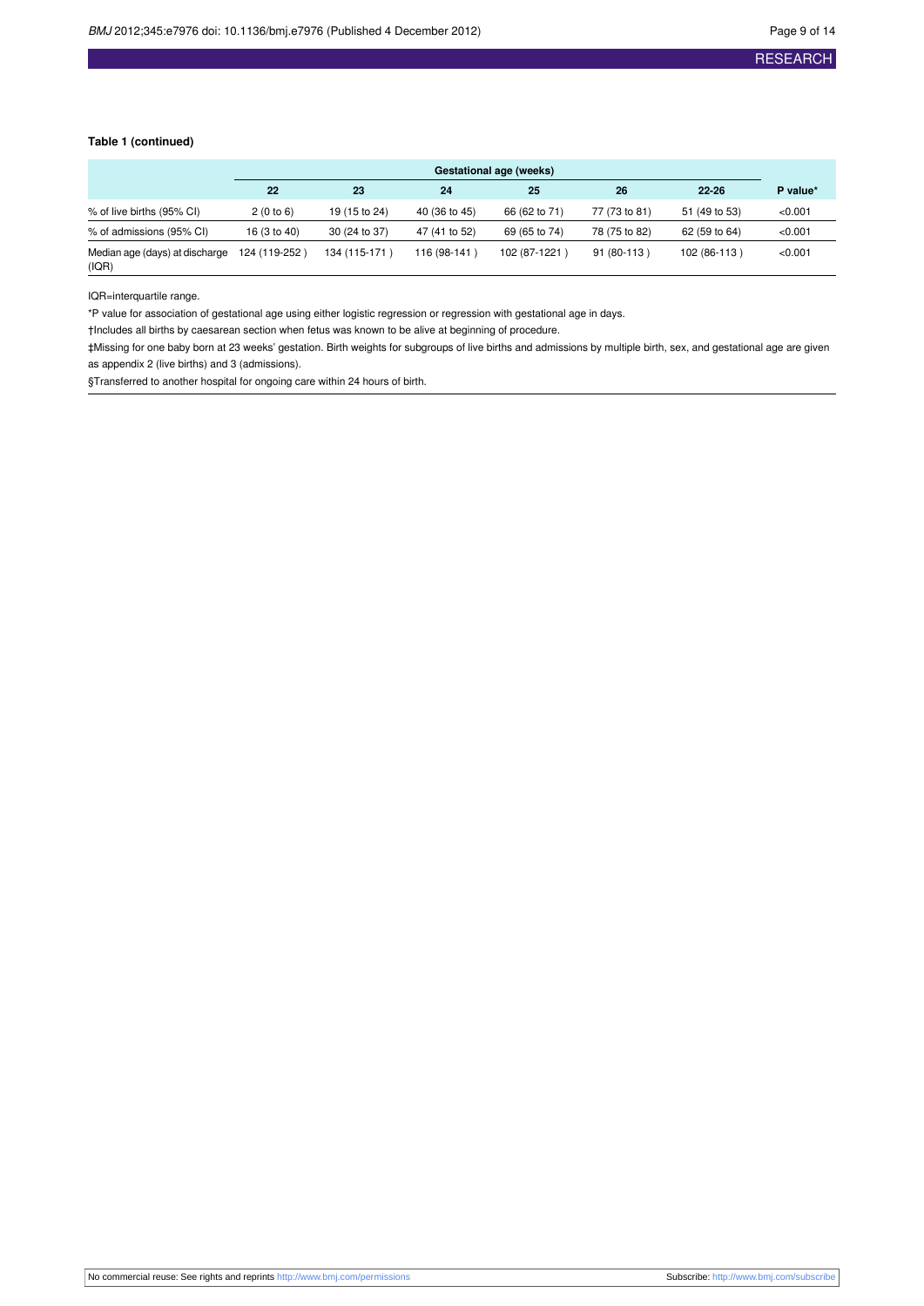**Table 1 (continued)**

| | Gestational age (weeks) | | | | | | |
|---|---|---|---|---|---|---|---|
| | 22 | 23 | 24 | 25 | 26 | 22-26 | P value* |
| % of live births (95% CI) | 2 (0 to 6) | 19 (15 to 24) | 40 (36 to 45) | 66 (62 to 71) | 77 (73 to 81) | 51 (49 to 53) | <0.001 |
| % of admissions (95% CI) | 16 (3 to 40) | 30 (24 to 37) | 47 (41 to 52) | 69 (65 to 74) | 78 (75 to 82) | 62 (59 to 64) | <0.001 |
| Median age (days) at discharge (IQR) | 124 (119-252 ) | 134 (115-171 ) | 116 (98-141 ) | 102 (87-1221 ) | 91 (80-113 ) | 102 (86-113 ) | <0.001 |

IQR=interquartile range.

*P value for association of gestational age using either logistic regression or regression with gestational age in days.

†Includes all births by caesarean section when fetus was known to be alive at beginning of procedure.

‡Missing for one baby born at 23 weeks' gestation. Birth weights for subgroups of live births and admissions by multiple birth, sex, and gestational age are given as appendix 2 (live births) and 3 (admissions).

§Transferred to another hospital for ongoing care within 24 hours of birth.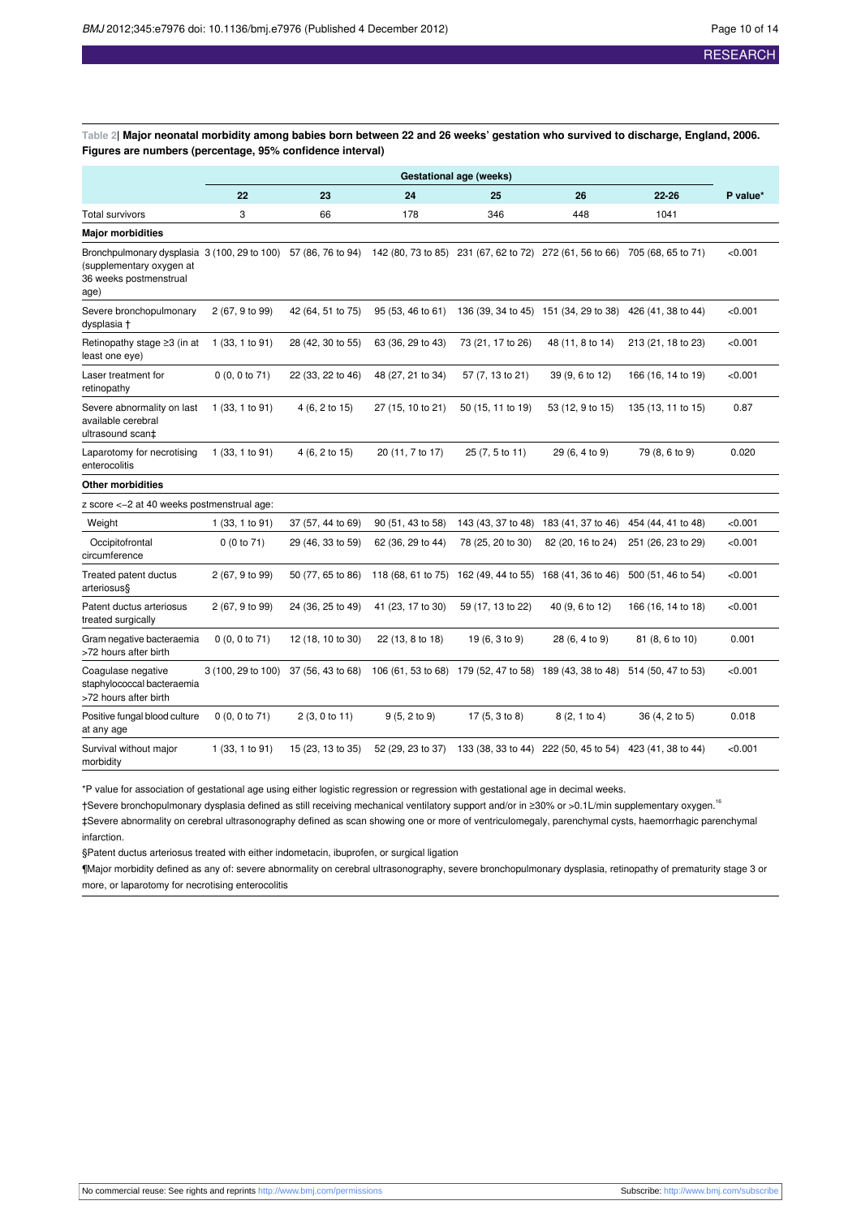**Table 2| Major neonatal morbidity among babies born between 22 and 26 weeks' gestation who survived to discharge, England, 2006. Figures are numbers (percentage, 95% confidence interval)**

| | Gestational age (weeks) | | | | | | |
|---|---|---|---|---|---|---|---|
| | 22 | 23 | 24 | 25 | 26 | 22-26 | P value* |
| Total survivors | 3 | 66 | 178 | 346 | 448 | 1041 | |
| **Major morbidities** | | | | | | | |
| Bronchpulmonary dysplasia (supplementary oxygen at 36 weeks postmenstrual age) | 3 (100, 29 to 100) | 57 (86, 76 to 94) | 142 (80, 73 to 85) | 231 (67, 62 to 72) | 272 (61, 56 to 66) | 705 (68, 65 to 71) | <0.001 |
| Severe bronchopulmonary dysplasia † | 2 (67, 9 to 99) | 42 (64, 51 to 75) | 95 (53, 46 to 61) | 136 (39, 34 to 45) | 151 (34, 29 to 38) | 426 (41, 38 to 44) | <0.001 |
| Retinopathy stage ≥3 (in at least one eye) | 1 (33, 1 to 91) | 28 (42, 30 to 55) | 63 (36, 29 to 43) | 73 (21, 17 to 26) | 48 (11, 8 to 14) | 213 (21, 18 to 23) | <0.001 |
| Laser treatment for retinopathy | 0 (0, 0 to 71) | 22 (33, 22 to 46) | 48 (27, 21 to 34) | 57 (7, 13 to 21) | 39 (9, 6 to 12) | 166 (16, 14 to 19) | <0.001 |
| Severe abnormality on last available cerebral ultrasound scan‡ | 1 (33, 1 to 91) | 4 (6, 2 to 15) | 27 (15, 10 to 21) | 50 (15, 11 to 19) | 53 (12, 9 to 15) | 135 (13, 11 to 15) | 0.87 |
| Laparotomy for necrotising enterocolitis | 1 (33, 1 to 91) | 4 (6, 2 to 15) | 20 (11, 7 to 17) | 25 (7, 5 to 11) | 29 (6, 4 to 9) | 79 (8, 6 to 9) | 0.020 |
| **Other morbidities** | | | | | | | |
| z score <−2 at 40 weeks postmenstrual age: | | | | | | | |
| Weight | 1 (33, 1 to 91) | 37 (57, 44 to 69) | 90 (51, 43 to 58) | 143 (43, 37 to 48) | 183 (41, 37 to 46) | 454 (44, 41 to 48) | <0.001 |
| Occipitofrontal circumference | 0 (0 to 71) | 29 (46, 33 to 59) | 62 (36, 29 to 44) | 78 (25, 20 to 30) | 82 (20, 16 to 24) | 251 (26, 23 to 29) | <0.001 |
| Treated patent ductus arteriosus§ | 2 (67, 9 to 99) | 50 (77, 65 to 86) | 118 (68, 61 to 75) | 162 (49, 44 to 55) | 168 (41, 36 to 46) | 500 (51, 46 to 54) | <0.001 |
| Patent ductus arteriosus treated surgically | 2 (67, 9 to 99) | 24 (36, 25 to 49) | 41 (23, 17 to 30) | 59 (17, 13 to 22) | 40 (9, 6 to 12) | 166 (16, 14 to 18) | <0.001 |
| Gram negative bacteraemia >72 hours after birth | 0 (0, 0 to 71) | 12 (18, 10 to 30) | 22 (13, 8 to 18) | 19 (6, 3 to 9) | 28 (6, 4 to 9) | 81 (8, 6 to 10) | 0.001 |
| Coagulase negative staphylococcal bacteraemia >72 hours after birth | 3 (100, 29 to 100) | 37 (56, 43 to 68) | 106 (61, 53 to 68) | 179 (52, 47 to 58) | 189 (43, 38 to 48) | 514 (50, 47 to 53) | <0.001 |
| Positive fungal blood culture at any age | 0 (0, 0 to 71) | 2 (3, 0 to 11) | 9 (5, 2 to 9) | 17 (5, 3 to 8) | 8 (2, 1 to 4) | 36 (4, 2 to 5) | 0.018 |
| Survival without major morbidity | 1 (33, 1 to 91) | 15 (23, 13 to 35) | 52 (29, 23 to 37) | 133 (38, 33 to 44) | 222 (50, 45 to 54) | 423 (41, 38 to 44) | <0.001 |

*P value for association of gestational age using either logistic regression or regression with gestational age in decimal weeks.

†Severe bronchopulmonary dysplasia defined as still receiving mechanical ventilatory support and/or in ≥30% or >0.1L/min supplementary oxygen.[16]

‡Severe abnormality on cerebral ultrasonography defined as scan showing one or more of ventriculomegaly, parenchymal cysts, haemorrhagic parenchymal infarction.

§Patent ductus arteriosus treated with either indometacin, ibuprofen, or surgical ligation

¶Major morbidity defined as any of: severe abnormality on cerebral ultrasonography, severe bronchopulmonary dysplasia, retinopathy of prematurity stage 3 or more, or laparotomy for necrotising enterocolitis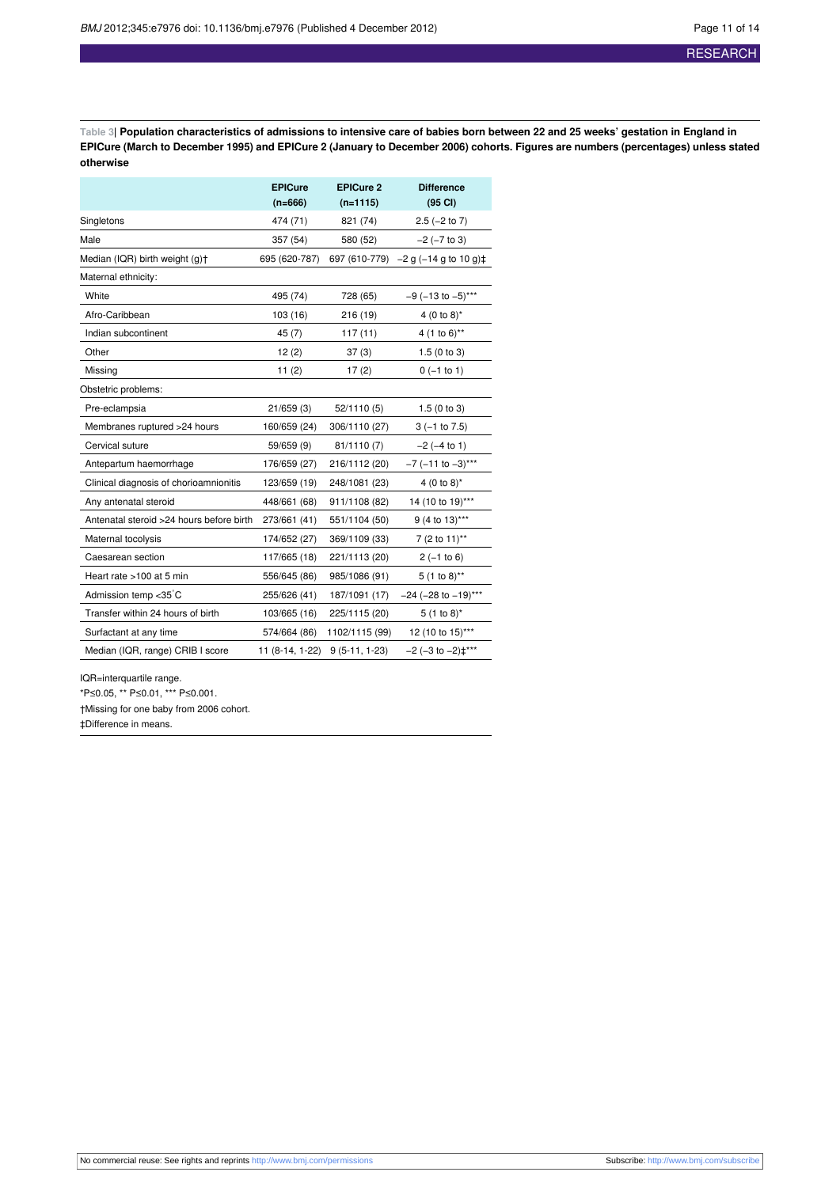**Table 3| Population characteristics of admissions to intensive care of babies born between 22 and 25 weeks' gestation in England in EPICure (March to December 1995) and EPICure 2 (January to December 2006) cohorts. Figures are numbers (percentages) unless stated otherwise**

| | EPICure (n=666) | EPICure 2 (n=1115) | Difference (95 CI) |
|---|---|---|---|
| Singletons | 474 (71) | 821 (74) | 2.5 (−2 to 7) |
| Male | 357 (54) | 580 (52) | −2 (−7 to 3) |
| Median (IQR) birth weight (g)† | 695 (620-787) | 697 (610-779) | −2 g (−14 g to 10 g)‡ |
| Maternal ethnicity: | | | |
| White | 495 (74) | 728 (65) | −9 (−13 to −5)*** |
| Afro-Caribbean | 103 (16) | 216 (19) | 4 (0 to 8)* |
| Indian subcontinent | 45 (7) | 117 (11) | 4 (1 to 6)** |
| Other | 12 (2) | 37 (3) | 1.5 (0 to 3) |
| Missing | 11 (2) | 17 (2) | 0 (−1 to 1) |
| Obstetric problems: | | | |
| Pre-eclampsia | 21/659 (3) | 52/1110 (5) | 1.5 (0 to 3) |
| Membranes ruptured >24 hours | 160/659 (24) | 306/1110 (27) | 3 (−1 to 7.5) |
| Cervical suture | 59/659 (9) | 81/1110 (7) | −2 (−4 to 1) |
| Antepartum haemorrhage | 176/659 (27) | 216/1112 (20) | −7 (−11 to −3)*** |
| Clinical diagnosis of chorioamnionitis | 123/659 (19) | 248/1081 (23) | 4 (0 to 8)* |
| Any antenatal steroid | 448/661 (68) | 911/1108 (82) | 14 (10 to 19)*** |
| Antenatal steroid >24 hours before birth | 273/661 (41) | 551/1104 (50) | 9 (4 to 13)*** |
| Maternal tocolysis | 174/652 (27) | 369/1109 (33) | 7 (2 to 11)** |
| Caesarean section | 117/665 (18) | 221/1113 (20) | 2 (−1 to 6) |
| Heart rate >100 at 5 min | 556/645 (86) | 985/1086 (91) | 5 (1 to 8)** |
| Admission temp <35°C | 255/626 (41) | 187/1091 (17) | −24 (−28 to −19)*** |
| Transfer within 24 hours of birth | 103/665 (16) | 225/1115 (20) | 5 (1 to 8)* |
| Surfactant at any time | 574/664 (86) | 1102/1115 (99) | 12 (10 to 15)*** |
| Median (IQR, range) CRIB I score | 11 (8-14, 1-22) | 9 (5-11, 1-23) | −2 (−3 to −2)‡*** |

IQR=interquartile range.

*P≤0.05, ** P≤0.01, *** P≤0.001.

†Missing for one baby from 2006 cohort.

‡Difference in means.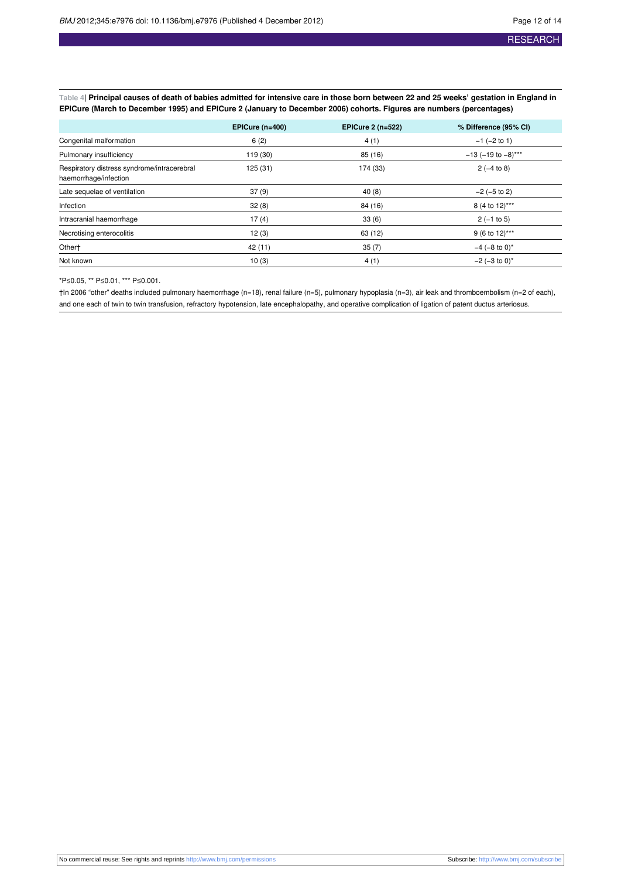Table 4| **Principal causes of death of babies admitted for intensive care in those born between 22 and 25 weeks' gestation in England in EPICure (March to December 1995) and EPICure 2 (January to December 2006) cohorts. Figures are numbers (percentages)**

| | EPICure (n=400) | EPICure 2 (n=522) | % Difference (95% CI) |
|---|---|---|---|
| Congenital malformation | 6 (2) | 4 (1) | −1 (−2 to 1) |
| Pulmonary insufficiency | 119 (30) | 85 (16) | −13 (−19 to −8)*** |
| Respiratory distress syndrome/intracerebral haemorrhage/infection | 125 (31) | 174 (33) | 2 (−4 to 8) |
| Late sequelae of ventilation | 37 (9) | 40 (8) | −2 (−5 to 2) |
| Infection | 32 (8) | 84 (16) | 8 (4 to 12)*** |
| Intracranial haemorrhage | 17 (4) | 33 (6) | 2 (−1 to 5) |
| Necrotising enterocolitis | 12 (3) | 63 (12) | 9 (6 to 12)*** |
| Other† | 42 (11) | 35 (7) | −4 (−8 to 0)* |
| Not known | 10 (3) | 4 (1) | −2 (−3 to 0)* |

*P≤0.05, ** P≤0.01, *** P≤0.001.

†In 2006 "other" deaths included pulmonary haemorrhage (n=18), renal failure (n=5), pulmonary hypoplasia (n=3), air leak and thromboembolism (n=2 of each), and one each of twin to twin transfusion, refractory hypotension, late encephalopathy, and operative complication of ligation of patent ductus arteriosus.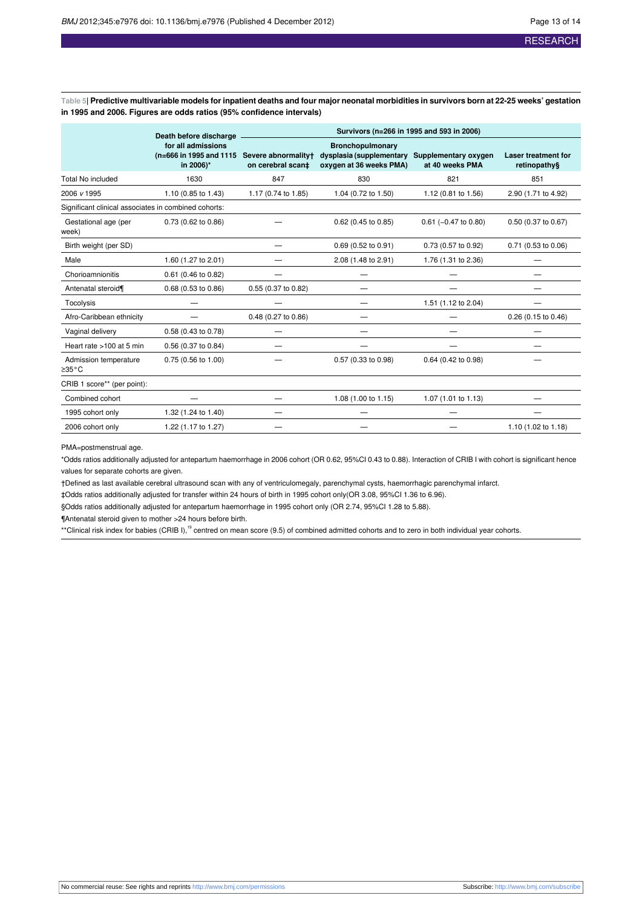**Table 5| Predictive multivariable models for inpatient deaths and four major neonatal morbidities in survivors born at 22-25 weeks' gestation in 1995 and 2006. Figures are odds ratios (95% confidence intervals)**

| | Death before discharge for all admissions (n=666 in 1995 and 1115 in 2006)* | Survivors (n=266 in 1995 and 593 in 2006) | | | |
|---|---|---|---|---|---|
| | | Severe abnormality† on cerebral scan‡ | Bronchopulmonary dysplasia (supplementary oxygen at 36 weeks PMA) | Supplementary oxygen at 40 weeks PMA | Laser treatment for retinopathy§ |
| Total No included | 1630 | 847 | 830 | 821 | 851 |
| 2006 *v* 1995 | 1.10 (0.85 to 1.43) | 1.17 (0.74 to 1.85) | 1.04 (0.72 to 1.50) | 1.12 (0.81 to 1.56) | 2.90 (1.71 to 4.92) |
| Significant clinical associates in combined cohorts: | | | | | |
| Gestational age (per week) | 0.73 (0.62 to 0.86) | — | 0.62 (0.45 to 0.85) | 0.61 (−0.47 to 0.80) | 0.50 (0.37 to 0.67) |
| Birth weight (per SD) | | — | 0.69 (0.52 to 0.91) | 0.73 (0.57 to 0.92) | 0.71 (0.53 to 0.06) |
| Male | 1.60 (1.27 to 2.01) | — | 2.08 (1.48 to 2.91) | 1.76 (1.31 to 2.36) | — |
| Chorioamnionitis | 0.61 (0.46 to 0.82) | — | — | — | — |
| Antenatal steroid¶ | 0.68 (0.53 to 0.86) | 0.55 (0.37 to 0.82) | — | — | — |
| Tocolysis | — | — | — | 1.51 (1.12 to 2.04) | — |
| Afro-Caribbean ethnicity | — | 0.48 (0.27 to 0.86) | — | — | 0.26 (0.15 to 0.46) |
| Vaginal delivery | 0.58 (0.43 to 0.78) | — | — | — | — |
| Heart rate >100 at 5 min | 0.56 (0.37 to 0.84) | — | — | — | — |
| Admission temperature ≥35°C | 0.75 (0.56 to 1.00) | — | 0.57 (0.33 to 0.98) | 0.64 (0.42 to 0.98) | — |
| CRIB 1 score** (per point): | | | | | |
| Combined cohort | — | — | 1.08 (1.00 to 1.15) | 1.07 (1.01 to 1.13) | — |
| 1995 cohort only | 1.32 (1.24 to 1.40) | — | — | — | — |
| 2006 cohort only | 1.22 (1.17 to 1.27) | — | — | — | 1.10 (1.02 to 1.18) |

PMA=postmenstrual age.

*Odds ratios additionally adjusted for antepartum haemorrhage in 2006 cohort (OR 0.62, 95%CI 0.43 to 0.88). Interaction of CRIB I with cohort is significant hence values for separate cohorts are given.

†Defined as last available cerebral ultrasound scan with any of ventriculomegaly, parenchymal cysts, haemorrhagic parenchymal infarct.

‡Odds ratios additionally adjusted for transfer within 24 hours of birth in 1995 cohort only(OR 3.08, 95%CI 1.36 to 6.96).

§Odds ratios additionally adjusted for antepartum haemorrhage in 1995 cohort only (OR 2.74, 95%CI 1.28 to 5.88).

¶Antenatal steroid given to mother >24 hours before birth.

**Clinical risk index for babies (CRIB I),[19] centred on mean score (9.5) of combined admitted cohorts and to zero in both individual year cohorts.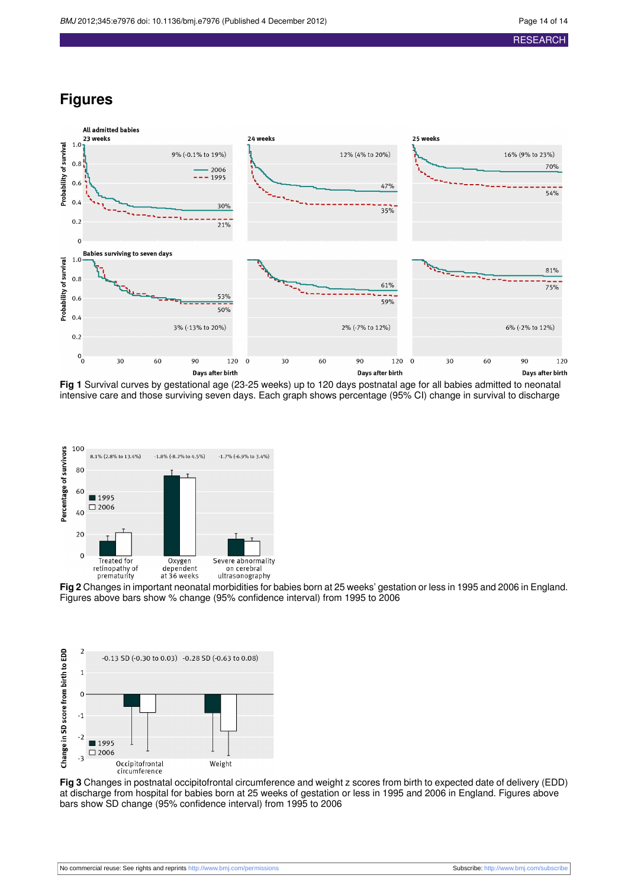# Figures

All admitted babies

23 weeks

24 weeks

25 weeks

Probability of survival

9% (-0.1% to 19%)

2006

1995

30%

21%

12% (4% to 20%)

47%

35%

16% (9% to 23%)

70%

54%

Babies surviving to seven days

53%

50%

3% (-13% to 20%)

61%

59%

2% (-7% to 12%)

81%

75%

6% (-2% to 12%)

Days after birth

**Fig 1** Survival curves by gestational age (23-25 weeks) up to 120 days postnatal age for all babies admitted to neonatal intensive care and those surviving seven days. Each graph shows percentage (95% CI) change in survival to discharge

Percentage of survivors

8.1% (2.8% to 13.4%)

-1.8% (-8.2% to 4.5%)

-1.7% (-6.9% to 3.4%)

1995

2006

Treated for retinopathy of prematurity

Oxygen dependent at 36 weeks

Severe abnormality on cerebral ultrasonography

**Fig 2** Changes in important neonatal morbidities for babies born at 25 weeks' gestation or less in 1995 and 2006 in England. Figures above bars show % change (95% confidence interval) from 1995 to 2006

Change in SD score from birth to EDD

-0.13 SD (-0.30 to 0.03)

-0.28 SD (-0.63 to 0.08)

1995

2006

Occipitofrontal circumference

Weight

**Fig 3** Changes in postnatal occipitofrontal circumference and weight z scores from birth to expected date of delivery (EDD) at discharge from hospital for babies born at 25 weeks of gestation or less in 1995 and 2006 in England. Figures above bars show SD change (95% confidence interval) from 1995 to 2006